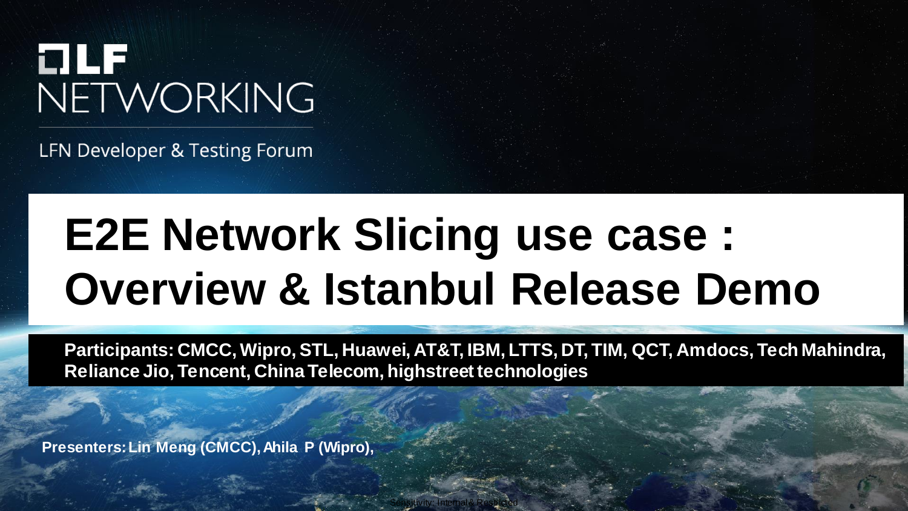LF NETWORKING

LFN Developer & Testing Forum

# E2E Network Slicing use case : Overview & Istanbul Release Demo

**Participants: CMCC, Wipro, STL, Huawei, AT&T, IBM, LTTS, DT, TIM, QCT, Amdocs, Tech Mahindra, Reliance Jio, Tencent, China Telecom, highstreet technologies**

**Presenters: Lin Meng (CMCC), Ahila P (Wipro),**

Sensitivity: Internal & Restricted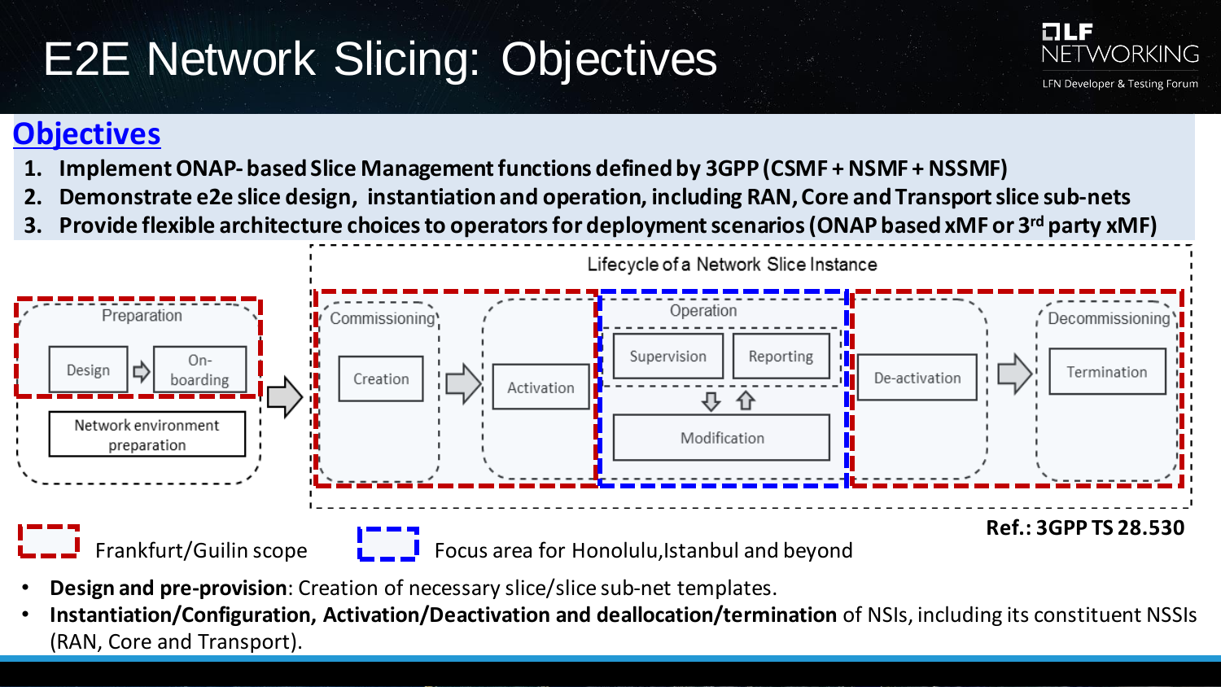# E2E Network Slicing: Objectives

## Objectives

1. **Implement ONAP-based Slice Management functions defined by 3GPP (CSMF + NSMF + NSSMF)**
2. **Demonstrate e2e slice design, instantiation and operation, including RAN, Core and Transport slice sub-nets**
3. **Provide flexible architecture choices to operators for deployment scenarios (ONAP based xMF or 3rd party xMF)**

Lifecycle of a Network Slice Instance

Preparation: Design → On-boarding; Network environment preparation

Commissioning: Creation

Activation

Operation: Supervision, Reporting, Modification

De-activation

Decommissioning: Termination

Frankfurt/Guilin scope

Focus area for Honolulu, Istanbul and beyond

**Ref.: 3GPP TS 28.530**

- **Design and pre-provision**: Creation of necessary slice/slice sub-net templates.
- **Instantiation/Configuration, Activation/Deactivation and deallocation/termination** of NSIs, including its constituent NSSIs (RAN, Core and Transport).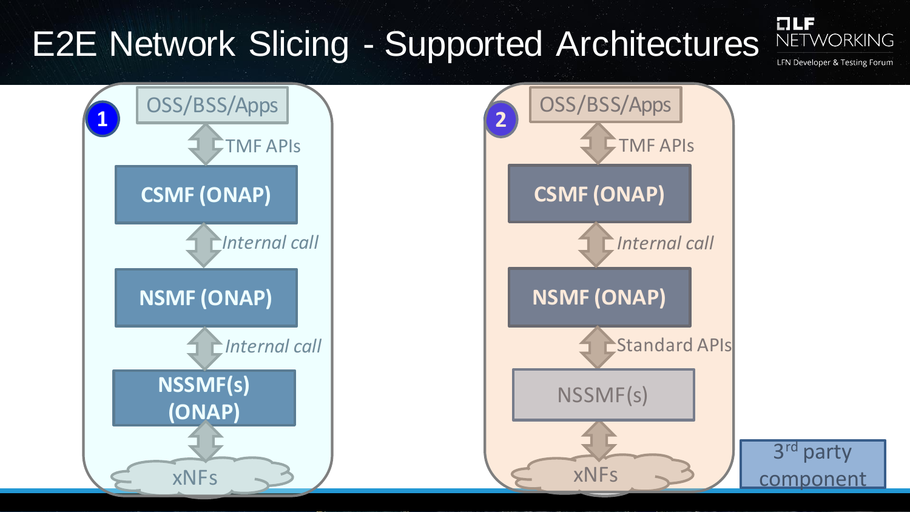# E2E Network Slicing - Supported Architectures

**1**

OSS/BSS/Apps

TMF APIs

**CSMF (ONAP)**

*Internal call*

**NSMF (ONAP)**

*Internal call*

**NSSMF(s) (ONAP)**

xNFs

**2**

OSS/BSS/Apps

TMF APIs

**CSMF (ONAP)**

*Internal call*

**NSMF (ONAP)**

Standard APIs

NSSMF(s)

xNFs

3rd party component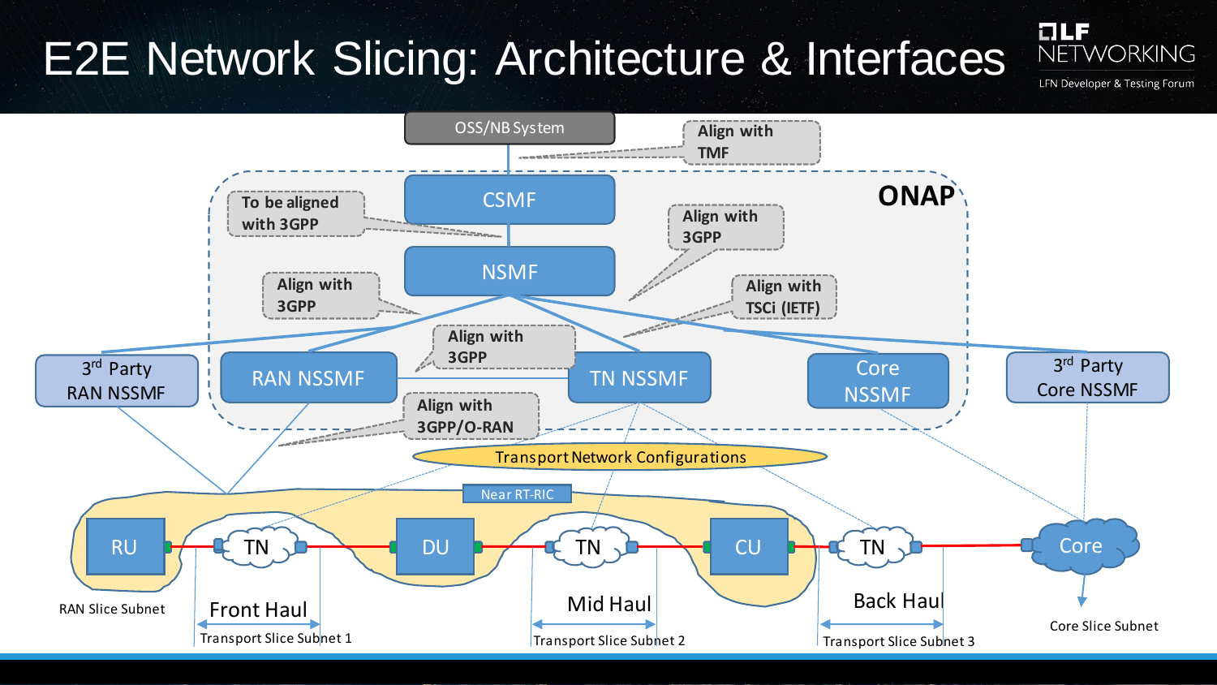# E2E Network Slicing: Architecture & Interfaces

OSS/NB System

Align with TMF

ONAP

CSMF

To be aligned with 3GPP

NSMF

Align with 3GPP

Align with 3GPP

Align with TSCi (IETF)

3rd Party RAN NSSMF

RAN NSSMF

Align with 3GPP

TN NSSMF

Core NSSMF

3rd Party Core NSSMF

Align with 3GPP/O-RAN

Transport Network Configurations

Near RT-RIC

RU — TN — DU — TN — CU — TN — Core

RAN Slice Subnet

Front Haul

Transport Slice Subnet 1

Mid Haul

Transport Slice Subnet 2

Back Haul

Transport Slice Subnet 3

Core Slice Subnet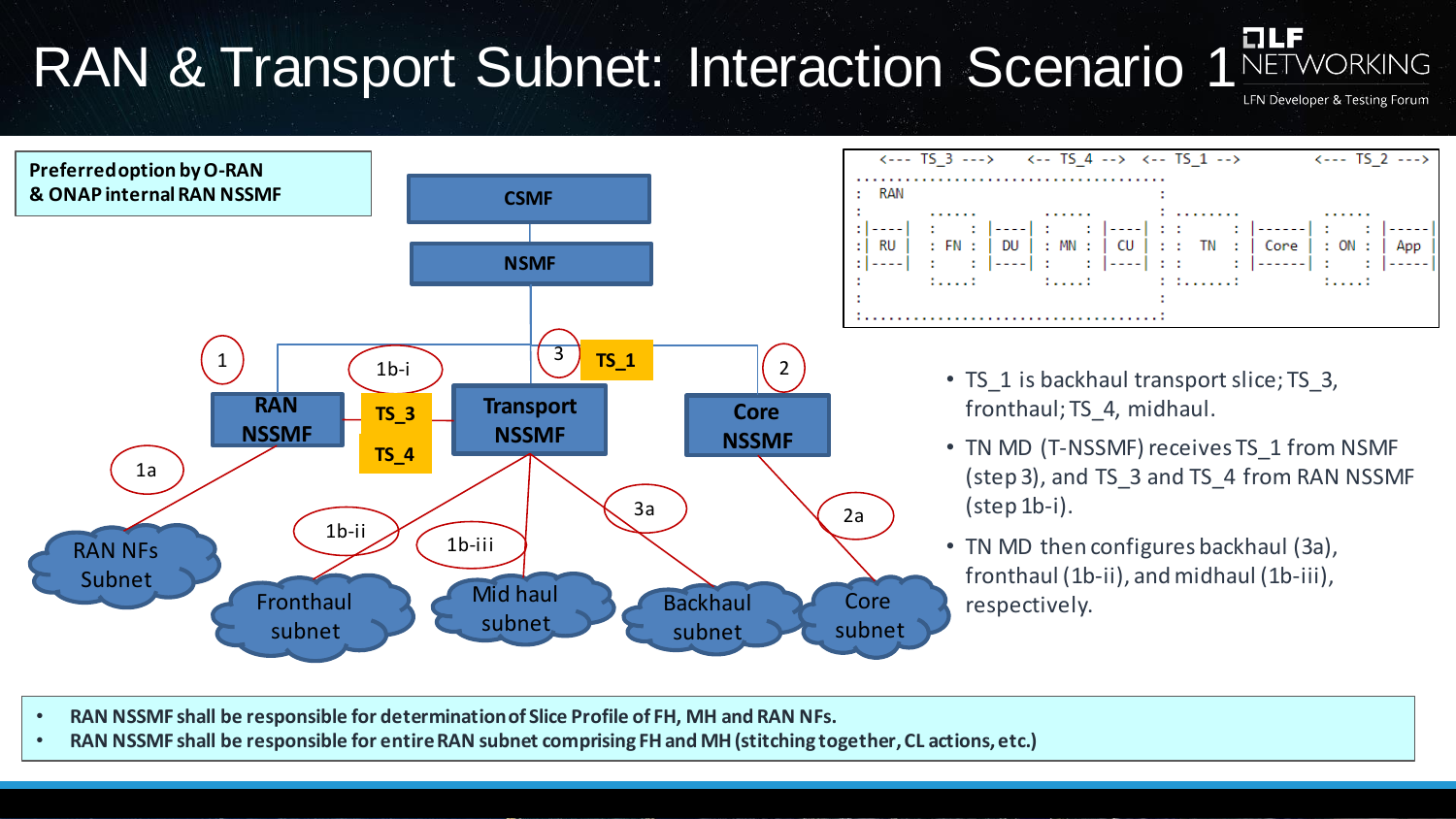# RAN & Transport Subnet: Interaction Scenario 1

**Preferred option by O-RAN & ONAP internal RAN NSSMF**

CSMF

NSMF

1 RAN NSSMF

1b-i TS_3 TS_4

3 TS_1 Transport NSSMF

2 Core NSSMF

1a RAN NFs Subnet

1b-ii Fronthaul subnet

1b-iii Mid haul subnet

3a Backhaul subnet

2a Core subnet

```
  <--- TS_3 --->    <-- TS_4 -->  <-- TS_1 -->           <--- TS_2 --->
.......................................
:  RAN                                  :
:           ......          ......      :  ........           ......
:|----|   :      :  |----|  :      :  |----| : :        :  |------|  :      :  |-----|
:| RU |   : FN  :  | DU |  : MN  :  | CU | : :   TN   :  | Core |  : ON  :  | App |
:|----|   :      :  |----|  :      :  |----| : :        :  |------|  :      :  |-----|
:           :.....:          :.....:      :  :.......:           :.....:
:                                         :
:.........................................:
```

- TS_1 is backhaul transport slice; TS_3, fronthaul; TS_4, midhaul.
- TN MD (T-NSSMF) receives TS_1 from NSMF (step 3), and TS_3 and TS_4 from RAN NSSMF (step 1b-i).
- TN MD then configures backhaul (3a), fronthaul (1b-ii), and midhaul (1b-iii), respectively.

- **RAN NSSMF shall be responsible for determination of Slice Profile of FH, MH and RAN NFs.**
- **RAN NSSMF shall be responsible for entire RAN subnet comprising FH and MH (stitching together, CL actions, etc.)**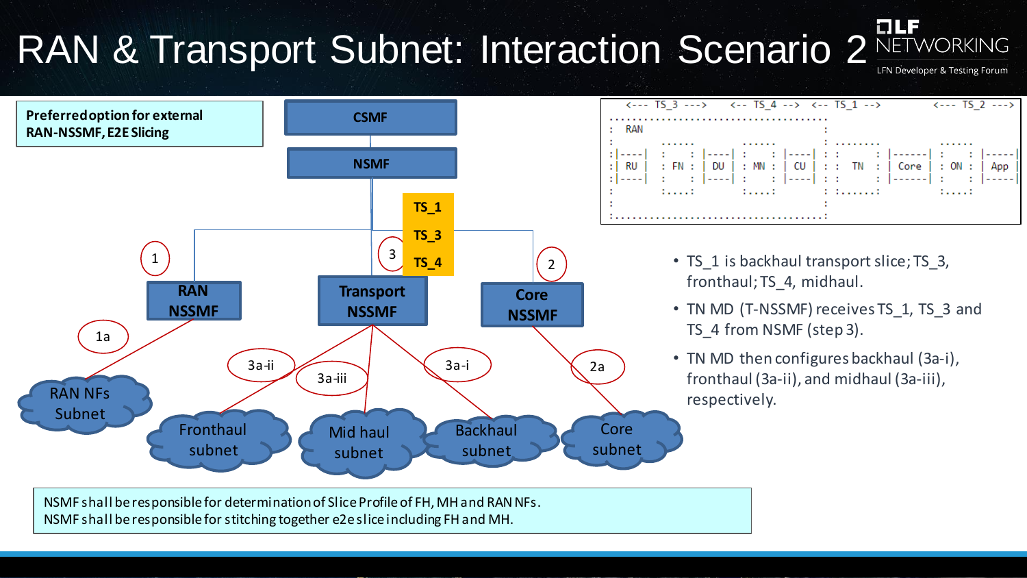# RAN & Transport Subnet: Interaction Scenario 2

**Preferred option for external RAN-NSSMF, E2E Slicing**

CSMF

NSMF

TS_1
TS_3
TS_4

1 RAN NSSMF

3 Transport NSSMF

2 Core NSSMF

1a RAN NFs Subnet

3a-ii Fronthaul subnet

3a-iii Mid haul subnet

3a-i Backhaul subnet

2a Core subnet

```
  <--- TS_3 --->   <-- TS_4 -->  <-- TS_1 -->        <--- TS_2 --->
 ..........................................
 :  RAN                                  :
 :          .....          .....         :  .......         .....
 :|----|   :     : |----| :     : |----| : :       : |------| :     : |-----|
 :| RU |   :  FN : | DU | :  MN : | CU | : :   TN  : | Core | :  ON : | App |
 :|----|   :     : |----| :     : |----| : :       : |------| :     : |-----|
 :          :....:         :....:        :  :.......:         :....:
 :                                       :
 :.......................................:
```

- TS_1 is backhaul transport slice; TS_3, fronthaul; TS_4, midhaul.
- TN MD (T-NSSMF) receives TS_1, TS_3 and TS_4 from NSMF (step 3).
- TN MD then configures backhaul (3a-i), fronthaul (3a-ii), and midhaul (3a-iii), respectively.

NSMF shall be responsible for determination of Slice Profile of FH, MH and RAN NFs.
NSMF shall be responsible for stitching together e2e slice including FH and MH.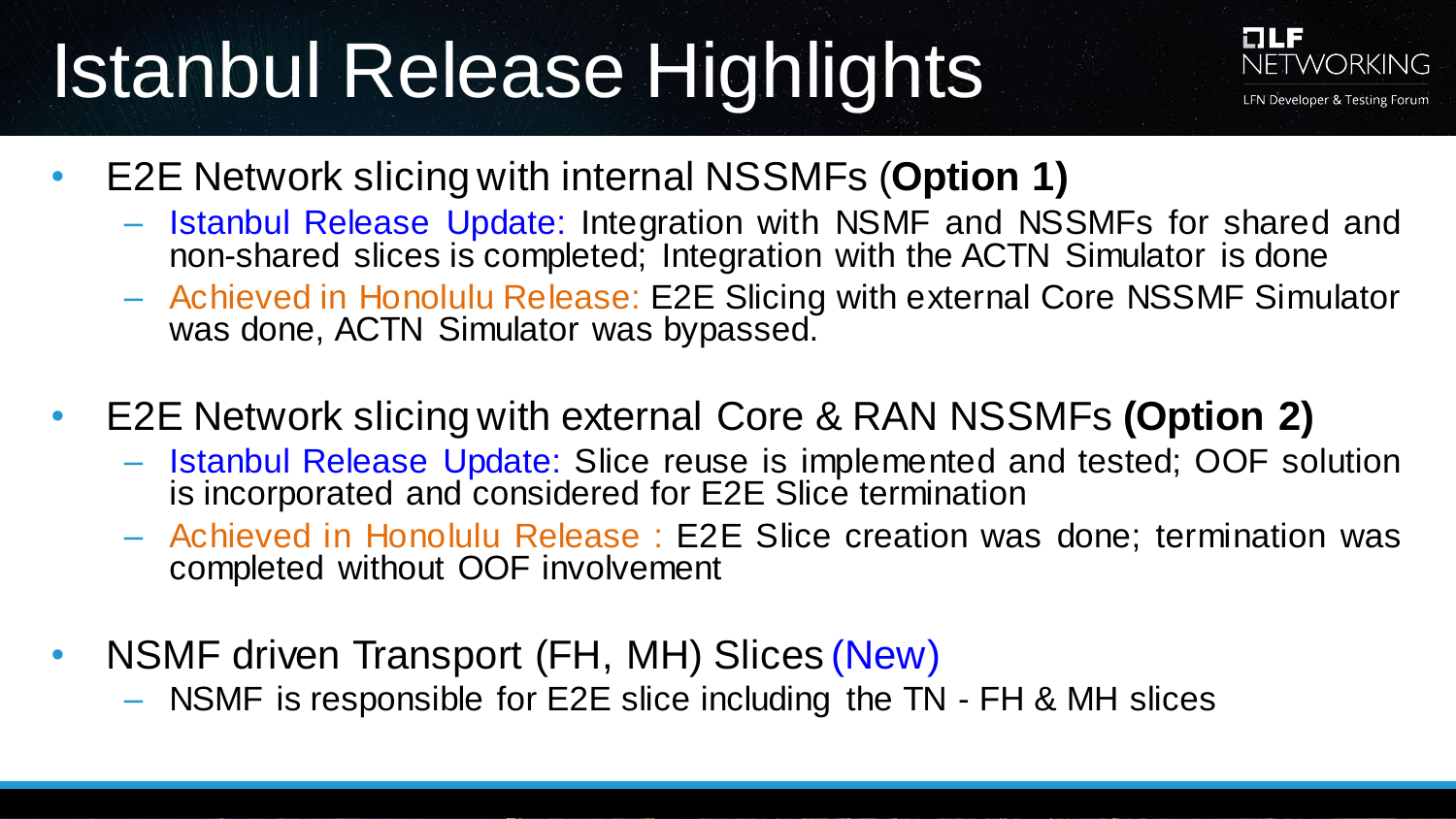# Istanbul Release Highlights

- E2E Network slicing with internal NSSMFs (**Option 1)**
  - Istanbul Release Update: Integration with NSMF and NSSMFs for shared and non-shared slices is completed; Integration with the ACTN Simulator is done
  - Achieved in Honolulu Release: E2E Slicing with external Core NSSMF Simulator was done, ACTN Simulator was bypassed.
- E2E Network slicing with external Core & RAN NSSMFs **(Option 2)**
  - Istanbul Release Update: Slice reuse is implemented and tested; OOF solution is incorporated and considered for E2E Slice termination
  - Achieved in Honolulu Release : E2E Slice creation was done; termination was completed without OOF involvement
- NSMF driven Transport (FH, MH) Slices (New)
  - NSMF is responsible for E2E slice including the TN - FH & MH slices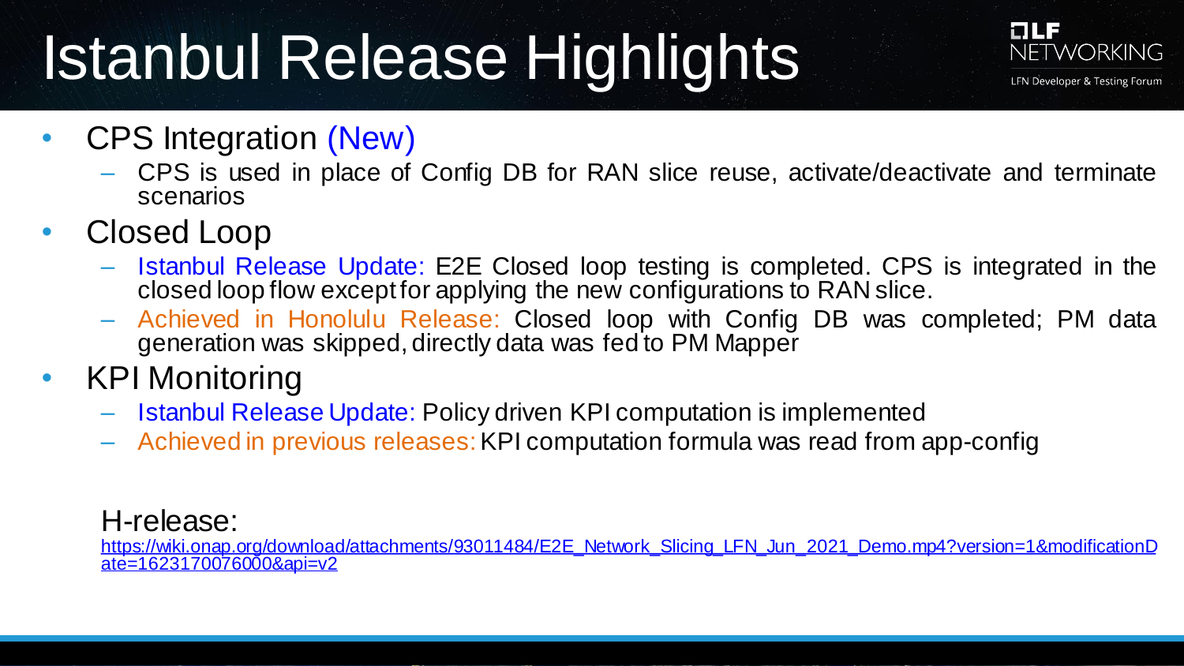# Istanbul Release Highlights

- CPS Integration (New)
  - CPS is used in place of Config DB for RAN slice reuse, activate/deactivate and terminate scenarios
- Closed Loop
  - Istanbul Release Update: E2E Closed loop testing is completed. CPS is integrated in the closed loop flow except for applying the new configurations to RAN slice.
  - Achieved in Honolulu Release: Closed loop with Config DB was completed; PM data generation was skipped, directly data was fed to PM Mapper
- KPI Monitoring
  - Istanbul Release Update: Policy driven KPI computation is implemented
  - Achieved in previous releases: KPI computation formula was read from app-config

H-release:
https://wiki.onap.org/download/attachments/93011484/E2E_Network_Slicing_LFN_Jun_2021_Demo.mp4?version=1&modificationDate=1623170076000&api=v2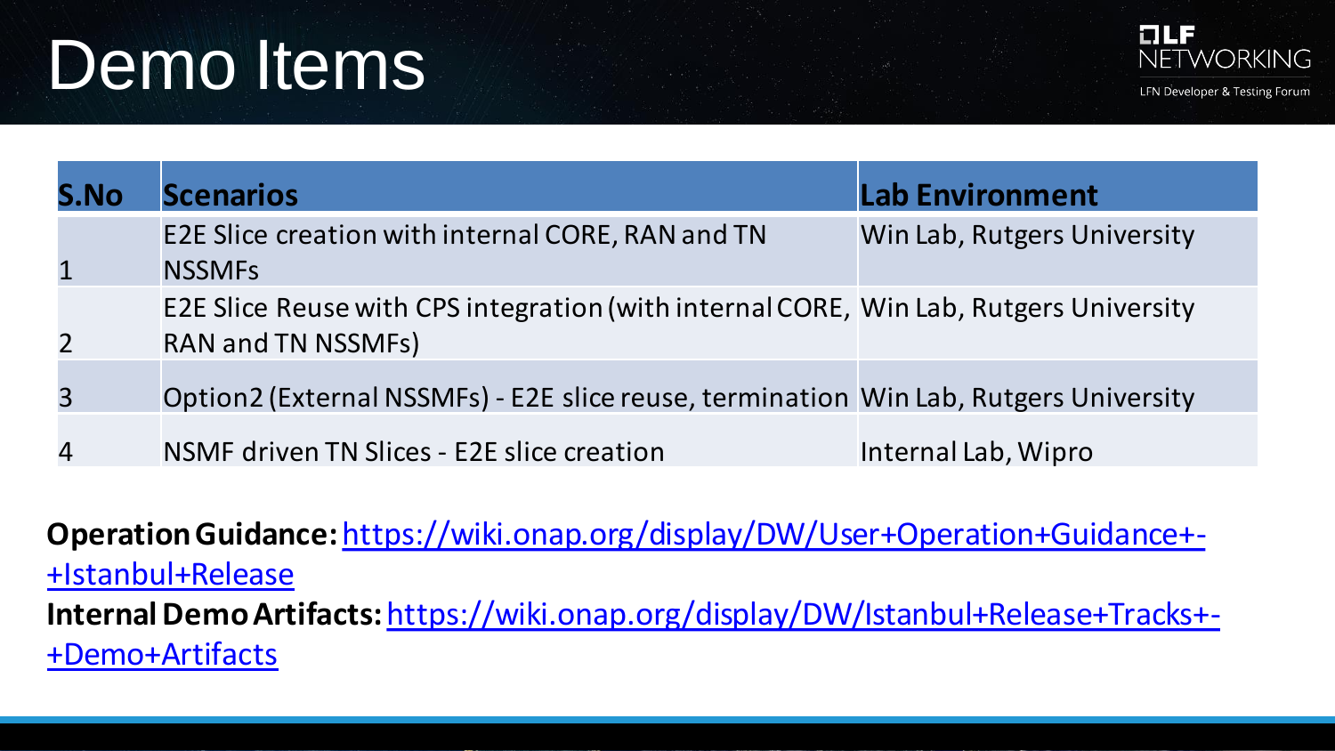# Demo Items

| S.No | Scenarios | Lab Environment |
|---|---|---|
| 1 | E2E Slice creation with internal CORE, RAN and TN NSSMFs | Win Lab, Rutgers University |
| 2 | E2E Slice Reuse with CPS integration (with internal CORE, RAN and TN NSSMFs) | Win Lab, Rutgers University |
| 3 | Option2 (External NSSMFs) - E2E slice reuse, termination | Win Lab, Rutgers University |
| 4 | NSMF driven TN Slices - E2E slice creation | Internal Lab, Wipro |

**Operation Guidance:** https://wiki.onap.org/display/DW/User+Operation+Guidance+-+Istanbul+Release

**Internal Demo Artifacts:** https://wiki.onap.org/display/DW/Istanbul+Release+Tracks+-+Demo+Artifacts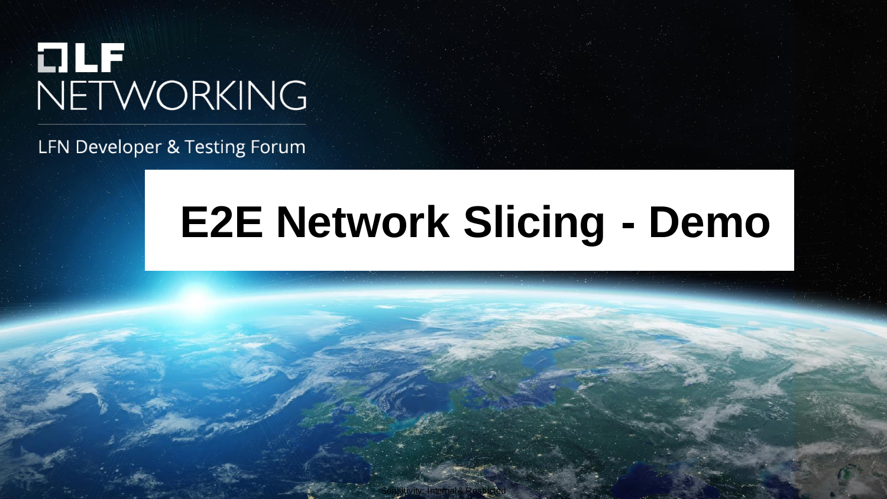LF NETWORKING

LFN Developer & Testing Forum

# E2E Network Slicing - Demo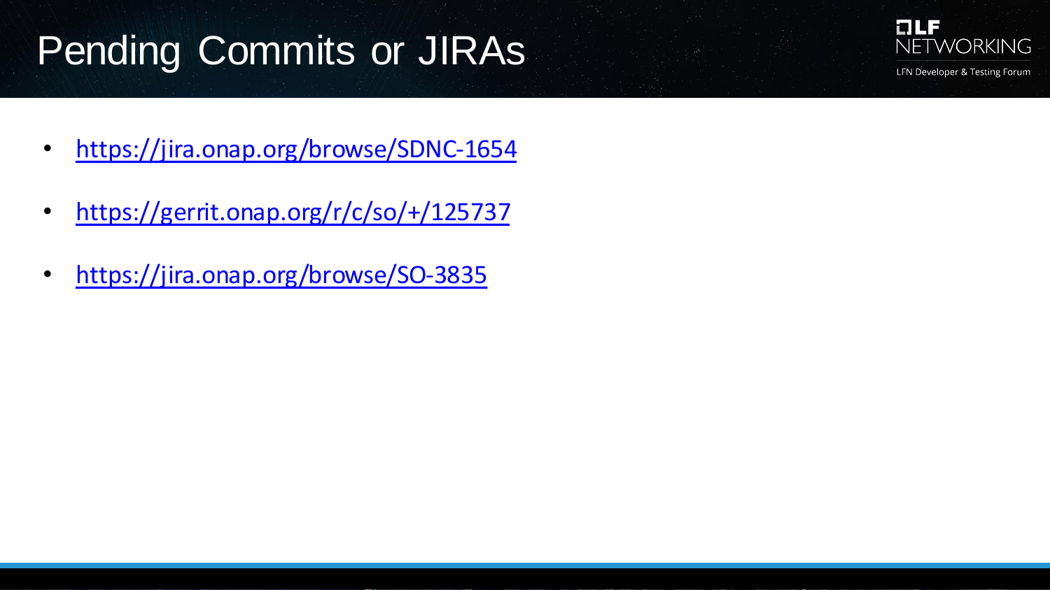# Pending Commits or JIRAs

- https://jira.onap.org/browse/SDNC-1654
- https://gerrit.onap.org/r/c/so/+/125737
- https://jira.onap.org/browse/SO-3835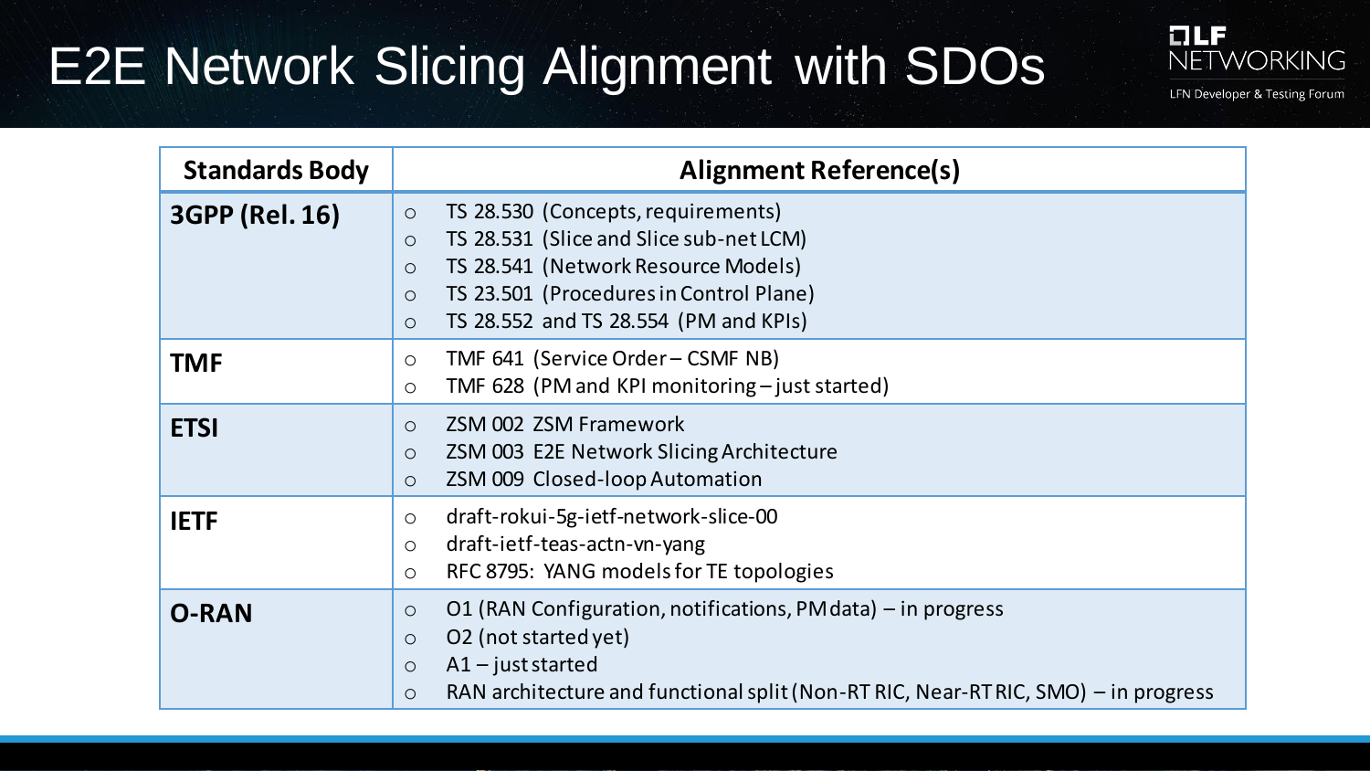# E2E Network Slicing Alignment with SDOs

| Standards Body | Alignment Reference(s) |
|---|---|
| **3GPP (Rel. 16)** | ○ TS 28.530 (Concepts, requirements)<br>○ TS 28.531 (Slice and Slice sub-net LCM)<br>○ TS 28.541 (Network Resource Models)<br>○ TS 23.501 (Procedures in Control Plane)<br>○ TS 28.552 and TS 28.554 (PM and KPIs) |
| **TMF** | ○ TMF 641 (Service Order – CSMF NB)<br>○ TMF 628 (PM and KPI monitoring – just started) |
| **ETSI** | ○ ZSM 002 ZSM Framework<br>○ ZSM 003 E2E Network Slicing Architecture<br>○ ZSM 009 Closed-loop Automation |
| **IETF** | ○ draft-rokui-5g-ietf-network-slice-00<br>○ draft-ietf-teas-actn-vn-yang<br>○ RFC 8795: YANG models for TE topologies |
| **O-RAN** | ○ O1 (RAN Configuration, notifications, PM data) – in progress<br>○ O2 (not started yet)<br>○ A1 – just started<br>○ RAN architecture and functional split (Non-RT RIC, Near-RT RIC, SMO) – in progress |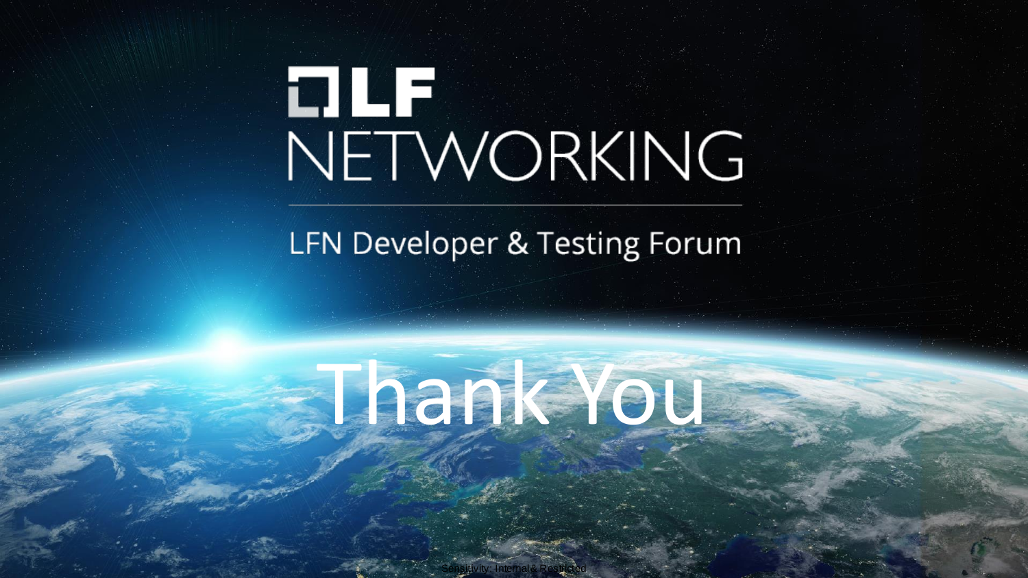LF NETWORKING

LFN Developer & Testing Forum

# Thank You

Sensitivity: Internal & Restricted